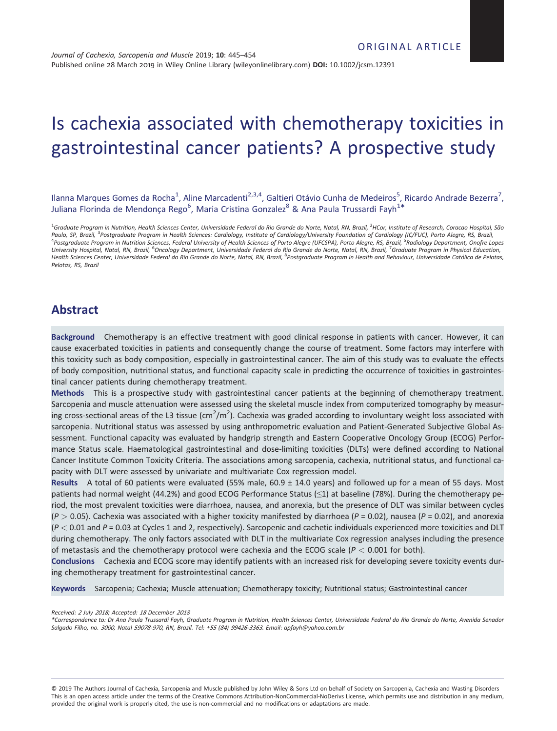ORIGINAL ARTICLE

# Is cachexia associated with chemotherapy toxicities in gastrointestinal cancer patients? A prospective study

Ilanna Marques Gomes da Rocha[1], Aline Marcadenti[2,3,4], Galtieri Otávio Cunha de Medeiros[5], Ricardo Andrade Bezerra[7], Juliana Florinda de Mendonça Rego[6], Maria Cristina Gonzalez[8] & Ana Paula Trussardi Fayh[1]*

[1]*Graduate Program in Nutrition, Health Sciences Center, Universidade Federal do Rio Grande do Norte, Natal, RN, Brazil,* [2]*HCor, Institute of Research, Coracao Hospital, São Paulo, SP, Brazil,* [3]*Postgraduate Program in Health Sciences: Cardiology, Institute of Cardiology/University Foundation of Cardiology (IC/FUC), Porto Alegre, RS, Brazil,* [4]*Postgraduate Program in Nutrition Sciences, Federal University of Health Sciences of Porto Alegre (UFCSPA), Porto Alegre, RS, Brazil,* [5]*Radiology Department, Onofre Lopes University Hospital, Natal, RN, Brazil,* [6]*Oncology Department, Universidade Federal do Rio Grande do Norte, Natal, RN, Brazil,* [7]*Graduate Program in Physical Education, Health Sciences Center, Universidade Federal do Rio Grande do Norte, Natal, RN, Brazil,* [8]*Postgraduate Program in Health and Behaviour, Universidade Católica de Pelotas, Pelotas, RS, Brazil*

## Abstract

**Background** Chemotherapy is an effective treatment with good clinical response in patients with cancer. However, it can cause exacerbated toxicities in patients and consequently change the course of treatment. Some factors may interfere with this toxicity such as body composition, especially in gastrointestinal cancer. The aim of this study was to evaluate the effects of body composition, nutritional status, and functional capacity scale in predicting the occurrence of toxicities in gastrointestinal cancer patients during chemotherapy treatment.

**Methods** This is a prospective study with gastrointestinal cancer patients at the beginning of chemotherapy treatment. Sarcopenia and muscle attenuation were assessed using the skeletal muscle index from computerized tomography by measuring cross-sectional areas of the L3 tissue ($cm^2/m^2$). Cachexia was graded according to involuntary weight loss associated with sarcopenia. Nutritional status was assessed by using anthropometric evaluation and Patient-Generated Subjective Global Assessment. Functional capacity was evaluated by handgrip strength and Eastern Cooperative Oncology Group (ECOG) Performance Status scale. Haematological gastrointestinal and dose-limiting toxicities (DLTs) were defined according to National Cancer Institute Common Toxicity Criteria. The associations among sarcopenia, cachexia, nutritional status, and functional capacity with DLT were assessed by univariate and multivariate Cox regression model.

**Results** A total of 60 patients were evaluated (55% male, 60.9 ± 14.0 years) and followed up for a mean of 55 days. Most patients had normal weight (44.2%) and good ECOG Performance Status (≤1) at baseline (78%). During the chemotherapy period, the most prevalent toxicities were diarrhoea, nausea, and anorexia, but the presence of DLT was similar between cycles ($P > 0.05$). Cachexia was associated with a higher toxicity manifested by diarrhoea ($P = 0.02$), nausea ($P = 0.02$), and anorexia ($P < 0.01$ and $P = 0.03$ at Cycles 1 and 2, respectively). Sarcopenic and cachetic individuals experienced more toxicities and DLT during chemotherapy. The only factors associated with DLT in the multivariate Cox regression analyses including the presence of metastasis and the chemotherapy protocol were cachexia and the ECOG scale ($P < 0.001$ for both).

**Conclusions** Cachexia and ECOG score may identify patients with an increased risk for developing severe toxicity events during chemotherapy treatment for gastrointestinal cancer.

**Keywords** Sarcopenia; Cachexia; Muscle attenuation; Chemotherapy toxicity; Nutritional status; Gastrointestinal cancer

*Received: 2 July 2018; Accepted: 18 December 2018*

*\*Correspondence to: Dr Ana Paula Trussardi Fayh, Graduate Program in Nutrition, Health Sciences Center, Universidade Federal do Rio Grande do Norte, Avenida Senador Salgado Filho, no. 3000, Natal 59078-970, RN, Brazil. Tel: +55 (84) 99426-3363. Email: apfayh@yahoo.com.br*

© 2019 The Authors Journal of Cachexia, Sarcopenia and Muscle published by John Wiley & Sons Ltd on behalf of Society on Sarcopenia, Cachexia and Wasting Disorders
This is an open access article under the terms of the Creative Commons Attribution-NonCommercial-NoDerivs License, which permits use and distribution in any medium, provided the original work is properly cited, the use is non-commercial and no modifications or adaptations are made.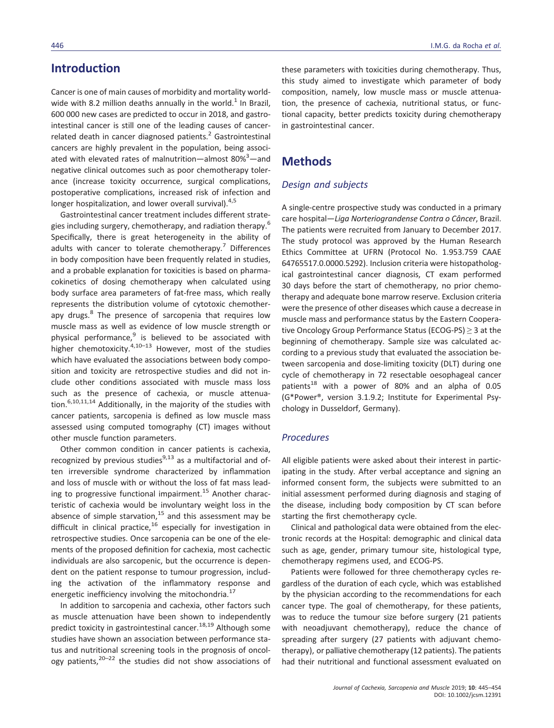## Introduction

Cancer is one of main causes of morbidity and mortality worldwide with 8.2 million deaths annually in the world.[1] In Brazil, 600 000 new cases are predicted to occur in 2018, and gastrointestinal cancer is still one of the leading causes of cancer-related death in cancer diagnosed patients.[2] Gastrointestinal cancers are highly prevalent in the population, being associated with elevated rates of malnutrition—almost 80%[3]—and negative clinical outcomes such as poor chemotherapy tolerance (increase toxicity occurrence, surgical complications, postoperative complications, increased risk of infection and longer hospitalization, and lower overall survival).[4,5]

Gastrointestinal cancer treatment includes different strategies including surgery, chemotherapy, and radiation therapy.[6] Specifically, there is great heterogeneity in the ability of adults with cancer to tolerate chemotherapy.[7] Differences in body composition have been frequently related in studies, and a probable explanation for toxicities is based on pharmacokinetics of dosing chemotherapy when calculated using body surface area parameters of fat-free mass, which really represents the distribution volume of cytotoxic chemotherapy drugs.[8] The presence of sarcopenia that requires low muscle mass as well as evidence of low muscle strength or physical performance,[9] is believed to be associated with higher chemotoxicity.[4,10–13] However, most of the studies which have evaluated the associations between body composition and toxicity are retrospective studies and did not include other conditions associated with muscle mass loss such as the presence of cachexia, or muscle attenuation.[6,10,11,14] Additionally, in the majority of the studies with cancer patients, sarcopenia is defined as low muscle mass assessed using computed tomography (CT) images without other muscle function parameters.

Other common condition in cancer patients is cachexia, recognized by previous studies[9,13] as a multifactorial and often irreversible syndrome characterized by inflammation and loss of muscle with or without the loss of fat mass leading to progressive functional impairment.[15] Another characteristic of cachexia would be involuntary weight loss in the absence of simple starvation,[15] and this assessment may be difficult in clinical practice,[16] especially for investigation in retrospective studies. Once sarcopenia can be one of the elements of the proposed definition for cachexia, most cachectic individuals are also sarcopenic, but the occurrence is dependent on the patient response to tumour progression, including the activation of the inflammatory response and energetic inefficiency involving the mitochondria.[17]

In addition to sarcopenia and cachexia, other factors such as muscle attenuation have been shown to independently predict toxicity in gastrointestinal cancer.[18,19] Although some studies have shown an association between performance status and nutritional screening tools in the prognosis of oncology patients,[20–22] the studies did not show associations of these parameters with toxicities during chemotherapy. Thus, this study aimed to investigate which parameter of body composition, namely, low muscle mass or muscle attenuation, the presence of cachexia, nutritional status, or functional capacity, better predicts toxicity during chemotherapy in gastrointestinal cancer.

## Methods

### *Design and subjects*

A single-centre prospective study was conducted in a primary care hospital—*Liga Norteriograndense Contra o Câncer*, Brazil. The patients were recruited from January to December 2017. The study protocol was approved by the Human Research Ethics Committee at UFRN (Protocol No. 1.953.759 CAAE 64765517.0.0000.5292). Inclusion criteria were histopathological gastrointestinal cancer diagnosis, CT exam performed 30 days before the start of chemotherapy, no prior chemotherapy and adequate bone marrow reserve. Exclusion criteria were the presence of other diseases which cause a decrease in muscle mass and performance status by the Eastern Cooperative Oncology Group Performance Status (ECOG-PS) $\geq 3$ at the beginning of chemotherapy. Sample size was calculated according to a previous study that evaluated the association between sarcopenia and dose-limiting toxicity (DLT) during one cycle of chemotherapy in 72 resectable oesophageal cancer patients[18] with a power of 80% and an alpha of 0.05 (G*Power®, version 3.1.9.2; Institute for Experimental Psychology in Dusseldorf, Germany).

### *Procedures*

All eligible patients were asked about their interest in participating in the study. After verbal acceptance and signing an informed consent form, the subjects were submitted to an initial assessment performed during diagnosis and staging of the disease, including body composition by CT scan before starting the first chemotherapy cycle.

Clinical and pathological data were obtained from the electronic records at the Hospital: demographic and clinical data such as age, gender, primary tumour site, histological type, chemotherapy regimens used, and ECOG-PS.

Patients were followed for three chemotherapy cycles regardless of the duration of each cycle, which was established by the physician according to the recommendations for each cancer type. The goal of chemotherapy, for these patients, was to reduce the tumour size before surgery (21 patients with neoadjuvant chemotherapy), reduce the chance of spreading after surgery (27 patients with adjuvant chemotherapy), or palliative chemotherapy (12 patients). The patients had their nutritional and functional assessment evaluated on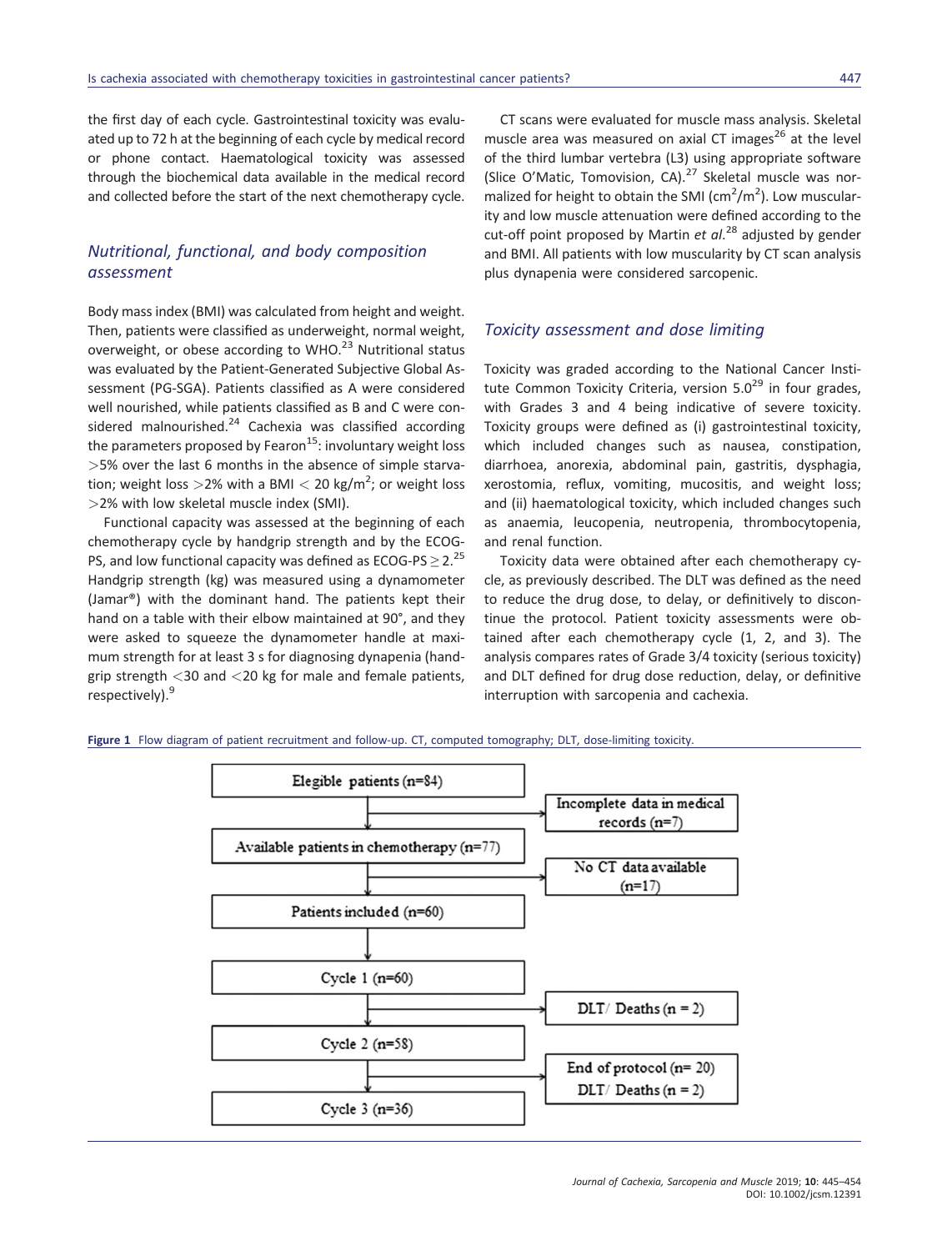the first day of each cycle. Gastrointestinal toxicity was evaluated up to 72 h at the beginning of each cycle by medical record or phone contact. Haematological toxicity was assessed through the biochemical data available in the medical record and collected before the start of the next chemotherapy cycle.

## *Nutritional, functional, and body composition assessment*

Body mass index (BMI) was calculated from height and weight. Then, patients were classified as underweight, normal weight, overweight, or obese according to WHO.[23] Nutritional status was evaluated by the Patient-Generated Subjective Global Assessment (PG-SGA). Patients classified as A were considered well nourished, while patients classified as B and C were considered malnourished.[24] Cachexia was classified according the parameters proposed by Fearon[15]: involuntary weight loss >5% over the last 6 months in the absence of simple starvation; weight loss >2% with a BMI < 20 kg/m$^2$; or weight loss >2% with low skeletal muscle index (SMI).

Functional capacity was assessed at the beginning of each chemotherapy cycle by handgrip strength and by the ECOG-PS, and low functional capacity was defined as ECOG-PS ≥ 2.[25] Handgrip strength (kg) was measured using a dynamometer (Jamar®) with the dominant hand. The patients kept their hand on a table with their elbow maintained at 90°, and they were asked to squeeze the dynamometer handle at maximum strength for at least 3 s for diagnosing dynapenia (handgrip strength <30 and <20 kg for male and female patients, respectively).[9]

CT scans were evaluated for muscle mass analysis. Skeletal muscle area was measured on axial CT images[26] at the level of the third lumbar vertebra (L3) using appropriate software (Slice O'Matic, Tomovision, CA).[27] Skeletal muscle was normalized for height to obtain the SMI (cm$^2$/m$^2$). Low muscularity and low muscle attenuation were defined according to the cut-off point proposed by Martin *et al*.[28] adjusted by gender and BMI. All patients with low muscularity by CT scan analysis plus dynapenia were considered sarcopenic.

## *Toxicity assessment and dose limiting*

Toxicity was graded according to the National Cancer Institute Common Toxicity Criteria, version 5.0[29] in four grades, with Grades 3 and 4 being indicative of severe toxicity. Toxicity groups were defined as (i) gastrointestinal toxicity, which included changes such as nausea, constipation, diarrhoea, anorexia, abdominal pain, gastritis, dysphagia, xerostomia, reflux, vomiting, mucositis, and weight loss; and (ii) haematological toxicity, which included changes such as anaemia, leucopenia, neutropenia, thrombocytopenia, and renal function.

Toxicity data were obtained after each chemotherapy cycle, as previously described. The DLT was defined as the need to reduce the drug dose, to delay, or definitively to discontinue the protocol. Patient toxicity assessments were obtained after each chemotherapy cycle (1, 2, and 3). The analysis compares rates of Grade 3/4 toxicity (serious toxicity) and DLT defined for drug dose reduction, delay, or definitive interruption with sarcopenia and cachexia.

**Figure 1** Flow diagram of patient recruitment and follow-up. CT, computed tomography; DLT, dose-limiting toxicity.

Elegible patients (n=84) → Incomplete data in medical records (n=7)
Available patients in chemotherapy (n=77) → No CT data available (n=17)
Patients included (n=60)
Cycle 1 (n=60) → DLT/ Deaths (n = 2)
Cycle 2 (n=58) → End of protocol (n= 20); DLT/ Deaths (n = 2)
Cycle 3 (n=36)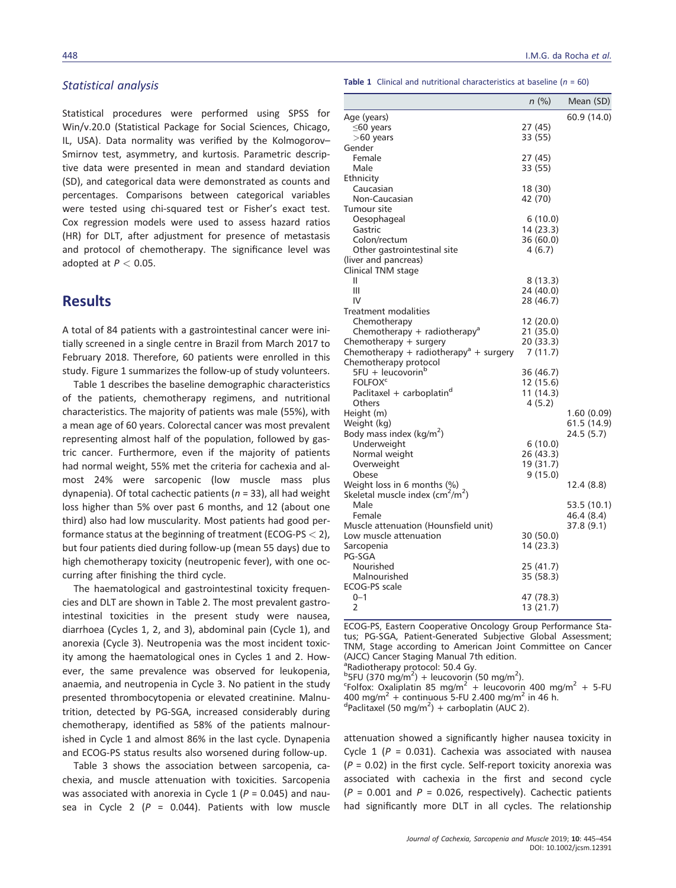### Statistical analysis

Statistical procedures were performed using SPSS for Win/v.20.0 (Statistical Package for Social Sciences, Chicago, IL, USA). Data normality was verified by the Kolmogorov–Smirnov test, asymmetry, and kurtosis. Parametric descriptive data were presented in mean and standard deviation (SD), and categorical data were demonstrated as counts and percentages. Comparisons between categorical variables were tested using chi-squared test or Fisher's exact test. Cox regression models were used to assess hazard ratios (HR) for DLT, after adjustment for presence of metastasis and protocol of chemotherapy. The significance level was adopted at $P < 0.05$.

## Results

A total of 84 patients with a gastrointestinal cancer were initially screened in a single centre in Brazil from March 2017 to February 2018. Therefore, 60 patients were enrolled in this study. Figure 1 summarizes the follow-up of study volunteers.

Table 1 describes the baseline demographic characteristics of the patients, chemotherapy regimens, and nutritional characteristics. The majority of patients was male (55%), with a mean age of 60 years. Colorectal cancer was most prevalent representing almost half of the population, followed by gastric cancer. Furthermore, even if the majority of patients had normal weight, 55% met the criteria for cachexia and almost 24% were sarcopenic (low muscle mass plus dynapenia). Of total cachectic patients ($n = 33$), all had weight loss higher than 5% over past 6 months, and 12 (about one third) also had low muscularity. Most patients had good performance status at the beginning of treatment (ECOG-PS < 2), but four patients died during follow-up (mean 55 days) due to high chemotherapy toxicity (neutropenic fever), with one occurring after finishing the third cycle.

The haematological and gastrointestinal toxicity frequencies and DLT are shown in Table 2. The most prevalent gastrointestinal toxicities in the present study were nausea, diarrhoea (Cycles 1, 2, and 3), abdominal pain (Cycle 1), and anorexia (Cycle 3). Neutropenia was the most incident toxicity among the haematological ones in Cycles 1 and 2. However, the same prevalence was observed for leukopenia, anaemia, and neutropenia in Cycle 3. No patient in the study presented thrombocytopenia or elevated creatinine. Malnutrition, detected by PG-SGA, increased considerably during chemotherapy, identified as 58% of the patients malnourished in Cycle 1 and almost 86% in the last cycle. Dynapenia and ECOG-PS status results also worsened during follow-up.

Table 3 shows the association between sarcopenia, cachexia, and muscle attenuation with toxicities. Sarcopenia was associated with anorexia in Cycle 1 ($P = 0.045$) and nausea in Cycle 2 ($P = 0.044$). Patients with low muscle attenuation showed a significantly higher nausea toxicity in Cycle 1 ($P = 0.031$). Cachexia was associated with nausea ($P = 0.02$) in the first cycle. Self-report toxicity anorexia was associated with cachexia in the first and second cycle ($P = 0.001$ and $P = 0.026$, respectively). Cachectic patients had significantly more DLT in all cycles. The relationship

**Table 1** Clinical and nutritional characteristics at baseline ($n = 60$)

| | *n* (%) | Mean (SD) |
|---|---|---|
| Age (years) | | 60.9 (14.0) |
| ≤60 years | 27 (45) | |
| >60 years | 33 (55) | |
| Gender | | |
| Female | 27 (45) | |
| Male | 33 (55) | |
| Ethnicity | | |
| Caucasian | 18 (30) | |
| Non-Caucasian | 42 (70) | |
| Tumour site | | |
| Oesophageal | 6 (10.0) | |
| Gastric | 14 (23.3) | |
| Colon/rectum | 36 (60.0) | |
| Other gastrointestinal site (liver and pancreas) | 4 (6.7) | |
| Clinical TNM stage | | |
| II | 8 (13.3) | |
| III | 24 (40.0) | |
| IV | 28 (46.7) | |
| Treatment modalities | | |
| Chemotherapy | 12 (20.0) | |
| Chemotherapy + radiotherapy[a] | 21 (35.0) | |
| Chemotherapy + surgery | 20 (33.3) | |
| Chemotherapy + radiotherapy[a] + surgery | 7 (11.7) | |
| Chemotherapy protocol | | |
| 5FU + leucovorin[b] | 36 (46.7) | |
| FOLFOX[c] | 12 (15.6) | |
| Paclitaxel + carboplatin[d] | 11 (14.3) | |
| Others | 4 (5.2) | |
| Height (m) | | 1.60 (0.09) |
| Weight (kg) | | 61.5 (14.9) |
| Body mass index (kg/m$^2$) | | 24.5 (5.7) |
| Underweight | 6 (10.0) | |
| Normal weight | 26 (43.3) | |
| Overweight | 19 (31.7) | |
| Obese | 9 (15.0) | |
| Weight loss in 6 months (%) | | 12.4 (8.8) |
| Skeletal muscle index (cm$^2$/m$^2$) | | |
| Male | | 53.5 (10.1) |
| Female | | 46.4 (8.4) |
| Muscle attenuation (Hounsfield unit) | | 37.8 (9.1) |
| Low muscle attenuation | 30 (50.0) | |
| Sarcopenia | 14 (23.3) | |
| PG-SGA | | |
| Nourished | 25 (41.7) | |
| Malnourished | 35 (58.3) | |
| ECOG-PS scale | | |
| 0–1 | 47 (78.3) | |
| 2 | 13 (21.7) | |

ECOG-PS, Eastern Cooperative Oncology Group Performance Status; PG-SGA, Patient-Generated Subjective Global Assessment; TNM, Stage according to American Joint Committee on Cancer (AJCC) Cancer Staging Manual 7th edition.

[a]Radiotherapy protocol: 50.4 Gy.

[b]5FU (370 mg/m$^2$) + leucovorin (50 mg/m$^2$).

[c]Folfox: Oxaliplatin 85 mg/m$^2$ + leucovorin 400 mg/m$^2$ + 5-FU 400 mg/m$^2$ + continuous 5-FU 2.400 mg/m$^2$ in 46 h.

[d]Paclitaxel (50 mg/m$^2$) + carboplatin (AUC 2).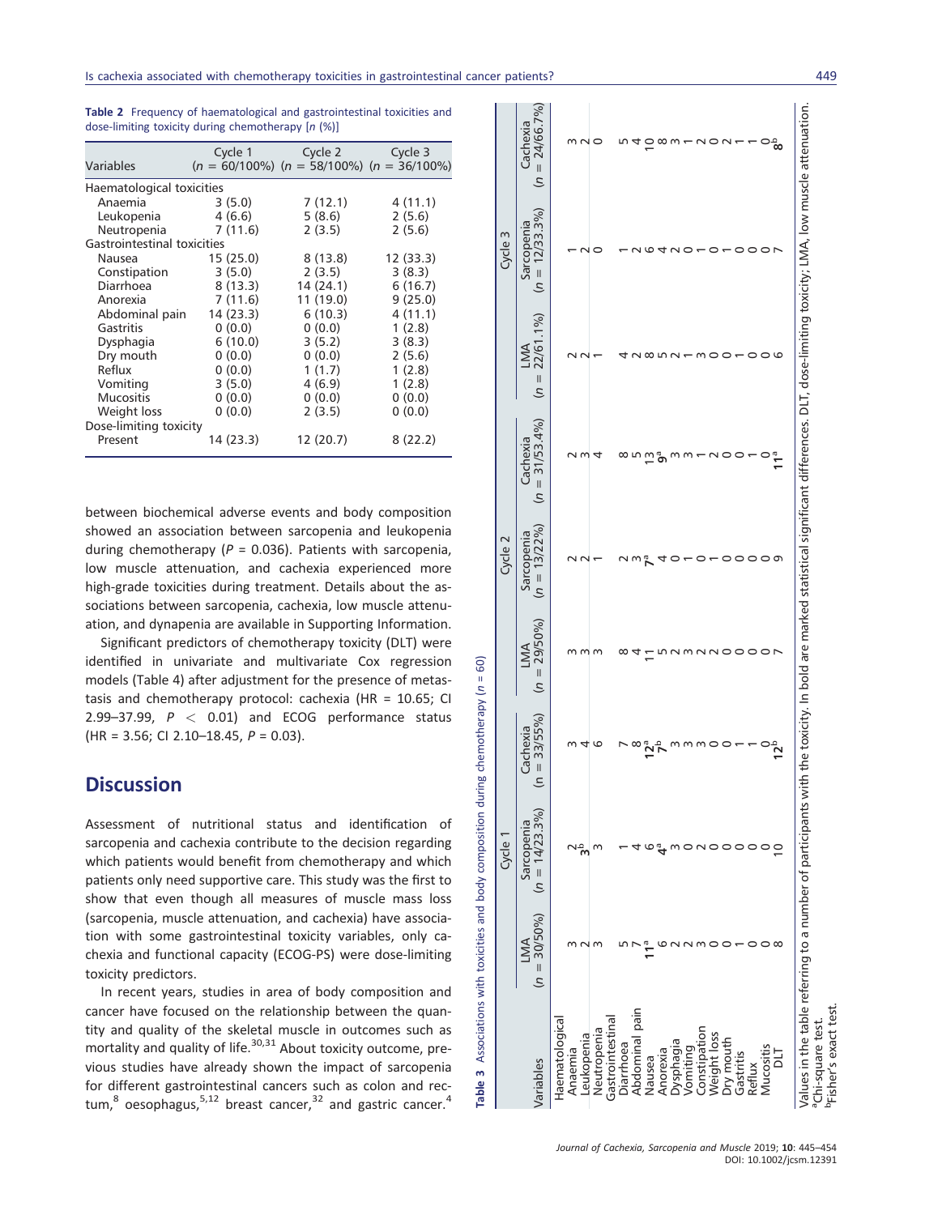**Table 2** Frequency of haematological and gastrointestinal toxicities and dose-limiting toxicity during chemotherapy [n (%)]

| Variables | Cycle 1 (n = 60/100%) | Cycle 2 (n = 58/100%) | Cycle 3 (n = 36/100%) |
|---|---|---|---|
| Haematological toxicities | | | |
| Anaemia | 3 (5.0) | 7 (12.1) | 4 (11.1) |
| Leukopenia | 4 (6.6) | 5 (8.6) | 2 (5.6) |
| Neutropenia | 7 (11.6) | 2 (3.5) | 2 (5.6) |
| Gastrointestinal toxicities | | | |
| Nausea | 15 (25.0) | 8 (13.8) | 12 (33.3) |
| Constipation | 3 (5.0) | 2 (3.5) | 3 (8.3) |
| Diarrhoea | 8 (13.3) | 14 (24.1) | 6 (16.7) |
| Anorexia | 7 (11.6) | 11 (19.0) | 9 (25.0) |
| Abdominal pain | 14 (23.3) | 6 (10.3) | 4 (11.1) |
| Gastritis | 0 (0.0) | 0 (0.0) | 1 (2.8) |
| Dysphagia | 6 (10.0) | 3 (5.2) | 3 (8.3) |
| Dry mouth | 0 (0.0) | 0 (0.0) | 2 (5.6) |
| Reflux | 0 (0.0) | 1 (1.7) | 1 (2.8) |
| Vomiting | 3 (5.0) | 4 (6.9) | 1 (2.8) |
| Mucositis | 0 (0.0) | 0 (0.0) | 0 (0.0) |
| Weight loss | 0 (0.0) | 2 (3.5) | 0 (0.0) |
| Dose-limiting toxicity | | | |
| Present | 14 (23.3) | 12 (20.7) | 8 (22.2) |

between biochemical adverse events and body composition showed an association between sarcopenia and leukopenia during chemotherapy ($P = 0.036$). Patients with sarcopenia, low muscle attenuation, and cachexia experienced more high-grade toxicities during treatment. Details about the associations between sarcopenia, cachexia, low muscle attenuation, and dynapenia are available in Supporting Information.

Significant predictors of chemotherapy toxicity (DLT) were identified in univariate and multivariate Cox regression models (Table 4) after adjustment for the presence of metastasis and chemotherapy protocol: cachexia (HR = 10.65; CI 2.99–37.99, $P < 0.01$) and ECOG performance status (HR = 3.56; CI 2.10–18.45, $P = 0.03$).

## Discussion

Assessment of nutritional status and identification of sarcopenia and cachexia contribute to the decision regarding which patients would benefit from chemotherapy and which patients only need supportive care. This study was the first to show that even though all measures of muscle mass loss (sarcopenia, muscle attenuation, and cachexia) have association with some gastrointestinal toxicity variables, only cachexia and functional capacity (ECOG-PS) were dose-limiting toxicity predictors.

In recent years, studies in area of body composition and cancer have focused on the relationship between the quantity and quality of the skeletal muscle in outcomes such as mortality and quality of life.[30,31] About toxicity outcome, previous studies have already shown the impact of sarcopenia for different gastrointestinal cancers such as colon and rectum,[8] oesophagus,[5,12] breast cancer,[32] and gastric cancer.[4]

**Table 3** Associations with toxicities and body composition during chemotherapy (n = 60)

| Variables | Cycle 1 | | | Cycle 2 | | | Cycle 3 | | |
|---|---|---|---|---|---|---|---|---|---|
| | LMA (n = 30/50%) | Sarcopenia (n = 14/23.3%) | Cachexia (n = 33/55%) | LMA (n = 29/50%) | Sarcopenia (n = 13/22%) | Cachexia (n = 31/53.4%) | LMA (n = 22/61.1%) | Sarcopenia (n = 12/33.3%) | Cachexia (n = 24/66.7%) |
| Haematological | | | | | | | | | |
| Anaemia | 3 | 2 | 3 | 3 | 2 | 2 | 2 | 1 | 3 |
| Leukopenia | 2 | **3**[b] | 4 | 3 | 2 | 3 | 2 | 2 | 2 |
| Neutropenia | 3 | 3 | 6 | 3 | 1 | 4 | 1 | 0 | 0 |
| Gastrointestinal | | | | | | | | | |
| Diarrhoea | 5 | 1 | 7 | 8 | 2 | 8 | 4 | 1 | 5 |
| Abdominal pain | 7 | 4 | 8 | 4 | 3 | 5 | 2 | 2 | 4 |
| Nausea | **11**[a] | 6 | **12**[a] | 11 | **7**[a] | 13 | 8 | 6 | 10 |
| Anorexia | 6 | **4**[a] | **7**[b] | 5 | 4 | **9**[a] | 5 | 4 | 8 |
| Dysphagia | 2 | 3 | 3 | 2 | 0 | 3 | 2 | 2 | 3 |
| Vomiting | 2 | 0 | 3 | 3 | 1 | 3 | 1 | 0 | 1 |
| Constipation | 3 | 2 | 3 | 2 | 0 | 1 | 3 | 1 | 2 |
| Weight loss | 0 | 0 | 0 | 2 | 1 | 2 | 0 | 0 | 0 |
| Dry mouth | 0 | 0 | 0 | 0 | 0 | 0 | 0 | 1 | 2 |
| Gastritis | 1 | 0 | 1 | 0 | 0 | 0 | 1 | 0 | 1 |
| Reflux | 0 | 0 | 1 | 0 | 0 | 1 | 0 | 0 | 1 |
| Mucositis | 0 | 0 | 0 | 0 | 0 | 0 | 0 | 0 | 0 |
| DLT | 8 | 10 | **12**[b] | 7 | 9 | **11**[a] | 6 | 7 | **8**[b] |

Values in the table referring to a number of participants with the toxicity. In bold are marked statistical significant differences. DLT, dose-limiting toxicity; LMA, low muscle attenuation.
[a]Chi-square test.
[b]Fisher's exact test.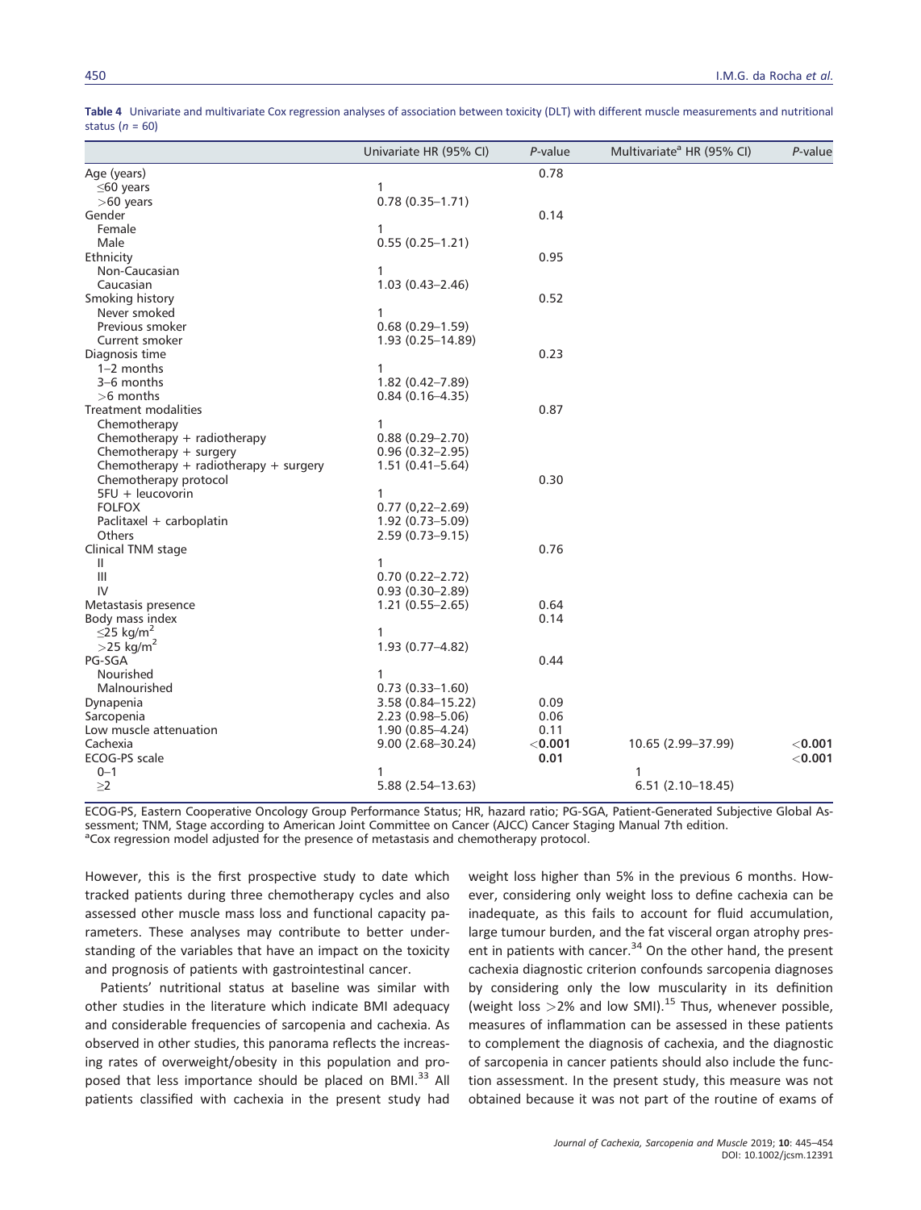**Table 4** Univariate and multivariate Cox regression analyses of association between toxicity (DLT) with different muscle measurements and nutritional status ($n$ = 60)

| | Univariate HR (95% CI) | *P*-value | Multivariate[a] HR (95% CI) | *P*-value |
|---|---|---|---|---|
| Age (years) | | 0.78 | | |
| ≤60 years | 1 | | | |
| >60 years | 0.78 (0.35–1.71) | | | |
| Gender | | 0.14 | | |
| Female | 1 | | | |
| Male | 0.55 (0.25–1.21) | | | |
| Ethnicity | | 0.95 | | |
| Non-Caucasian | 1 | | | |
| Caucasian | 1.03 (0.43–2.46) | | | |
| Smoking history | | 0.52 | | |
| Never smoked | 1 | | | |
| Previous smoker | 0.68 (0.29–1.59) | | | |
| Current smoker | 1.93 (0.25–14.89) | | | |
| Diagnosis time | | 0.23 | | |
| 1–2 months | 1 | | | |
| 3–6 months | 1.82 (0.42–7.89) | | | |
| >6 months | 0.84 (0.16–4.35) | | | |
| Treatment modalities | | 0.87 | | |
| Chemotherapy | 1 | | | |
| Chemotherapy + radiotherapy | 0.88 (0.29–2.70) | | | |
| Chemotherapy + surgery | 0.96 (0.32–2.95) | | | |
| Chemotherapy + radiotherapy + surgery | 1.51 (0.41–5.64) | | | |
| Chemotherapy protocol | | 0.30 | | |
| 5FU + leucovorin | 1 | | | |
| FOLFOX | 0.77 (0,22–2.69) | | | |
| Paclitaxel + carboplatin | 1.92 (0.73–5.09) | | | |
| Others | 2.59 (0.73–9.15) | | | |
| Clinical TNM stage | | 0.76 | | |
| II | 1 | | | |
| III | 0.70 (0.22–2.72) | | | |
| IV | 0.93 (0.30–2.89) | | | |
| Metastasis presence | 1.21 (0.55–2.65) | 0.64 | | |
| Body mass index | | 0.14 | | |
| ≤25 kg/m$^2$ | 1 | | | |
| >25 kg/m$^2$ | 1.93 (0.77–4.82) | | | |
| PG-SGA | | 0.44 | | |
| Nourished | 1 | | | |
| Malnourished | 0.73 (0.33–1.60) | | | |
| Dynapenia | 3.58 (0.84–15.22) | 0.09 | | |
| Sarcopenia | 2.23 (0.98–5.06) | 0.06 | | |
| Low muscle attenuation | 1.90 (0.85–4.24) | 0.11 | | |
| Cachexia | 9.00 (2.68–30.24) | **<0.001** | 10.65 (2.99–37.99) | **<0.001** |
| ECOG-PS scale | | **0.01** | | **<0.001** |
| 0–1 | 1 | | 1 | |
| ≥2 | 5.88 (2.54–13.63) | | 6.51 (2.10–18.45) | |

ECOG-PS, Eastern Cooperative Oncology Group Performance Status; HR, hazard ratio; PG-SGA, Patient-Generated Subjective Global Assessment; TNM, Stage according to American Joint Committee on Cancer (AJCC) Cancer Staging Manual 7th edition.
[a]Cox regression model adjusted for the presence of metastasis and chemotherapy protocol.

However, this is the first prospective study to date which tracked patients during three chemotherapy cycles and also assessed other muscle mass loss and functional capacity parameters. These analyses may contribute to better understanding of the variables that have an impact on the toxicity and prognosis of patients with gastrointestinal cancer.

Patients' nutritional status at baseline was similar with other studies in the literature which indicate BMI adequacy and considerable frequencies of sarcopenia and cachexia. As observed in other studies, this panorama reflects the increasing rates of overweight/obesity in this population and proposed that less importance should be placed on BMI.[33] All patients classified with cachexia in the present study had weight loss higher than 5% in the previous 6 months. However, considering only weight loss to define cachexia can be inadequate, as this fails to account for fluid accumulation, large tumour burden, and the fat visceral organ atrophy present in patients with cancer.[34] On the other hand, the present cachexia diagnostic criterion confounds sarcopenia diagnoses by considering only the low muscularity in its definition (weight loss >2% and low SMI).[15] Thus, whenever possible, measures of inflammation can be assessed in these patients to complement the diagnosis of cachexia, and the diagnostic of sarcopenia in cancer patients should also include the function assessment. In the present study, this measure was not obtained because it was not part of the routine of exams of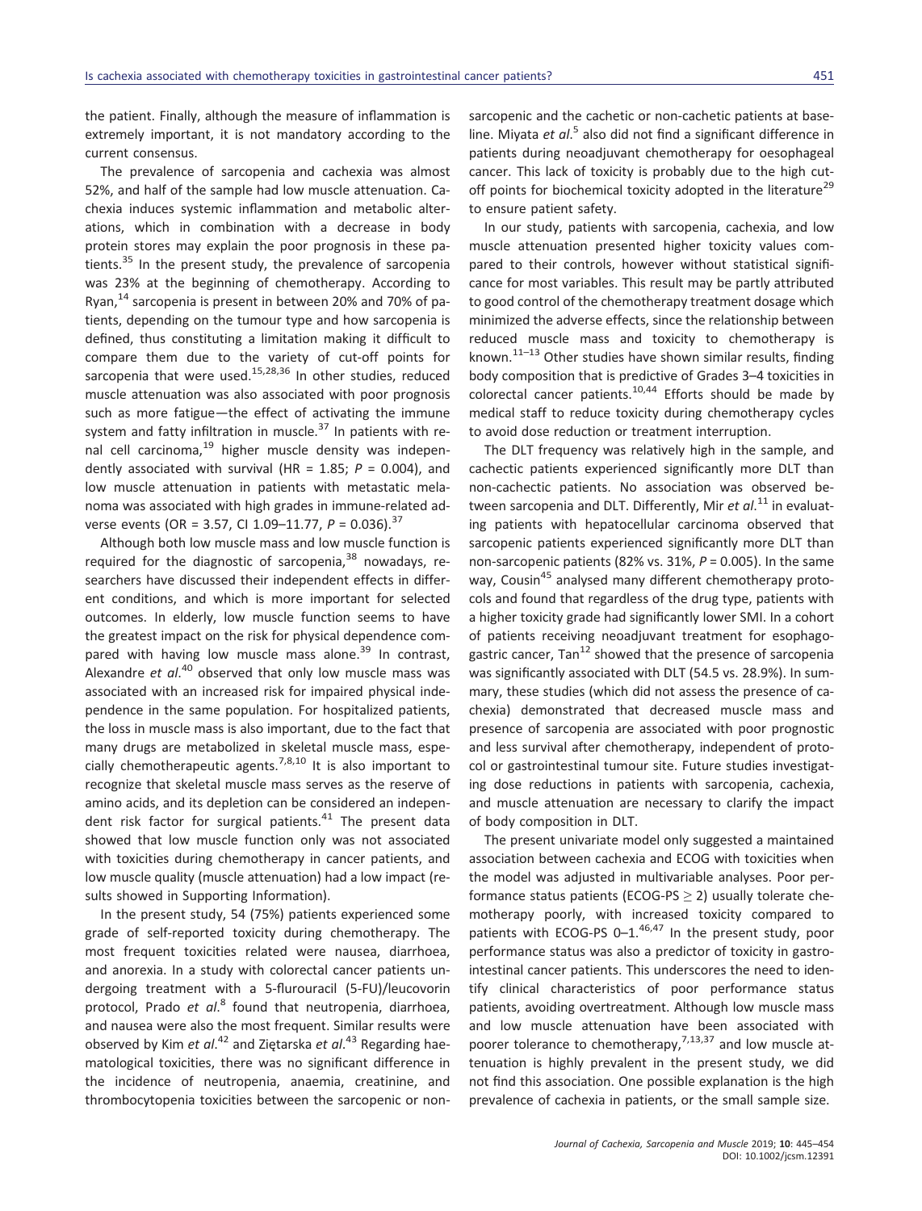the patient. Finally, although the measure of inflammation is extremely important, it is not mandatory according to the current consensus.

The prevalence of sarcopenia and cachexia was almost 52%, and half of the sample had low muscle attenuation. Cachexia induces systemic inflammation and metabolic alterations, which in combination with a decrease in body protein stores may explain the poor prognosis in these patients.[35] In the present study, the prevalence of sarcopenia was 23% at the beginning of chemotherapy. According to Ryan,[14] sarcopenia is present in between 20% and 70% of patients, depending on the tumour type and how sarcopenia is defined, thus constituting a limitation making it difficult to compare them due to the variety of cut-off points for sarcopenia that were used.[15,28,36] In other studies, reduced muscle attenuation was also associated with poor prognosis such as more fatigue—the effect of activating the immune system and fatty infiltration in muscle.[37] In patients with renal cell carcinoma,[19] higher muscle density was independently associated with survival (HR = 1.85; $P$ = 0.004), and low muscle attenuation in patients with metastatic melanoma was associated with high grades in immune-related adverse events (OR = 3.57, CI 1.09–11.77, $P$ = 0.036).[37]

Although both low muscle mass and low muscle function is required for the diagnostic of sarcopenia,[38] nowadays, researchers have discussed their independent effects in different conditions, and which is more important for selected outcomes. In elderly, low muscle function seems to have the greatest impact on the risk for physical dependence compared with having low muscle mass alone.[39] In contrast, Alexandre *et al*.[40] observed that only low muscle mass was associated with an increased risk for impaired physical independence in the same population. For hospitalized patients, the loss in muscle mass is also important, due to the fact that many drugs are metabolized in skeletal muscle mass, especially chemotherapeutic agents.[7,8,10] It is also important to recognize that skeletal muscle mass serves as the reserve of amino acids, and its depletion can be considered an independent risk factor for surgical patients.[41] The present data showed that low muscle function only was not associated with toxicities during chemotherapy in cancer patients, and low muscle quality (muscle attenuation) had a low impact (results showed in Supporting Information).

In the present study, 54 (75%) patients experienced some grade of self-reported toxicity during chemotherapy. The most frequent toxicities related were nausea, diarrhoea, and anorexia. In a study with colorectal cancer patients undergoing treatment with a 5-flurouracil (5-FU)/leucovorin protocol, Prado *et al*.[8] found that neutropenia, diarrhoea, and nausea were also the most frequent. Similar results were observed by Kim *et al*.[42] and Ziętarska *et al*.[43] Regarding haematological toxicities, there was no significant difference in the incidence of neutropenia, anaemia, creatinine, and thrombocytopenia toxicities between the sarcopenic or non-sarcopenic and the cachetic or non-cachetic patients at baseline. Miyata *et al*.[5] also did not find a significant difference in patients during neoadjuvant chemotherapy for oesophageal cancer. This lack of toxicity is probably due to the high cut-off points for biochemical toxicity adopted in the literature[29] to ensure patient safety.

In our study, patients with sarcopenia, cachexia, and low muscle attenuation presented higher toxicity values compared to their controls, however without statistical significance for most variables. This result may be partly attributed to good control of the chemotherapy treatment dosage which minimized the adverse effects, since the relationship between reduced muscle mass and toxicity to chemotherapy is known.[11–13] Other studies have shown similar results, finding body composition that is predictive of Grades 3–4 toxicities in colorectal cancer patients.[10,44] Efforts should be made by medical staff to reduce toxicity during chemotherapy cycles to avoid dose reduction or treatment interruption.

The DLT frequency was relatively high in the sample, and cachectic patients experienced significantly more DLT than non-cachectic patients. No association was observed between sarcopenia and DLT. Differently, Mir *et al*.[11] in evaluating patients with hepatocellular carcinoma observed that sarcopenic patients experienced significantly more DLT than non-sarcopenic patients (82% vs. 31%, $P$ = 0.005). In the same way, Cousin[45] analysed many different chemotherapy protocols and found that regardless of the drug type, patients with a higher toxicity grade had significantly lower SMI. In a cohort of patients receiving neoadjuvant treatment for esophagogastric cancer, Tan[12] showed that the presence of sarcopenia was significantly associated with DLT (54.5 vs. 28.9%). In summary, these studies (which did not assess the presence of cachexia) demonstrated that decreased muscle mass and presence of sarcopenia are associated with poor prognostic and less survival after chemotherapy, independent of protocol or gastrointestinal tumour site. Future studies investigating dose reductions in patients with sarcopenia, cachexia, and muscle attenuation are necessary to clarify the impact of body composition in DLT.

The present univariate model only suggested a maintained association between cachexia and ECOG with toxicities when the model was adjusted in multivariable analyses. Poor performance status patients (ECOG-PS $\geq$ 2) usually tolerate chemotherapy poorly, with increased toxicity compared to patients with ECOG-PS 0–1.[46,47] In the present study, poor performance status was also a predictor of toxicity in gastrointestinal cancer patients. This underscores the need to identify clinical characteristics of poor performance status patients, avoiding overtreatment. Although low muscle mass and low muscle attenuation have been associated with poorer tolerance to chemotherapy,[7,13,37] and low muscle attenuation is highly prevalent in the present study, we did not find this association. One possible explanation is the high prevalence of cachexia in patients, or the small sample size.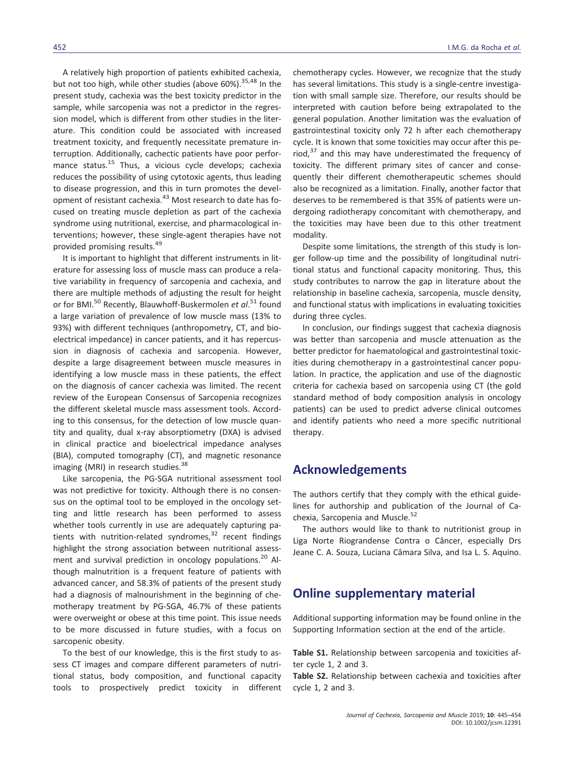A relatively high proportion of patients exhibited cachexia, but not too high, while other studies (above 60%).[35,48] In the present study, cachexia was the best toxicity predictor in the sample, while sarcopenia was not a predictor in the regression model, which is different from other studies in the literature. This condition could be associated with increased treatment toxicity, and frequently necessitate premature interruption. Additionally, cachectic patients have poor performance status.[15] Thus, a vicious cycle develops; cachexia reduces the possibility of using cytotoxic agents, thus leading to disease progression, and this in turn promotes the development of resistant cachexia.[43] Most research to date has focused on treating muscle depletion as part of the cachexia syndrome using nutritional, exercise, and pharmacological interventions; however, these single-agent therapies have not provided promising results.[49]

It is important to highlight that different instruments in literature for assessing loss of muscle mass can produce a relative variability in frequency of sarcopenia and cachexia, and there are multiple methods of adjusting the result for height or for BMI.[50] Recently, Blauwhoff-Buskermolen *et al*.[51] found a large variation of prevalence of low muscle mass (13% to 93%) with different techniques (anthropometry, CT, and bioelectrical impedance) in cancer patients, and it has repercussion in diagnosis of cachexia and sarcopenia. However, despite a large disagreement between muscle measures in identifying a low muscle mass in these patients, the effect on the diagnosis of cancer cachexia was limited. The recent review of the European Consensus of Sarcopenia recognizes the different skeletal muscle mass assessment tools. According to this consensus, for the detection of low muscle quantity and quality, dual x-ray absorptiometry (DXA) is advised in clinical practice and bioelectrical impedance analyses (BIA), computed tomography (CT), and magnetic resonance imaging (MRI) in research studies.[38]

Like sarcopenia, the PG-SGA nutritional assessment tool was not predictive for toxicity. Although there is no consensus on the optimal tool to be employed in the oncology setting and little research has been performed to assess whether tools currently in use are adequately capturing patients with nutrition-related syndromes,[32] recent findings highlight the strong association between nutritional assessment and survival prediction in oncology populations.[20] Although malnutrition is a frequent feature of patients with advanced cancer, and 58.3% of patients of the present study had a diagnosis of malnourishment in the beginning of chemotherapy treatment by PG-SGA, 46.7% of these patients were overweight or obese at this time point. This issue needs to be more discussed in future studies, with a focus on sarcopenic obesity.

To the best of our knowledge, this is the first study to assess CT images and compare different parameters of nutritional status, body composition, and functional capacity tools to prospectively predict toxicity in different chemotherapy cycles. However, we recognize that the study has several limitations. This study is a single-centre investigation with small sample size. Therefore, our results should be interpreted with caution before being extrapolated to the general population. Another limitation was the evaluation of gastrointestinal toxicity only 72 h after each chemotherapy cycle. It is known that some toxicities may occur after this period,[37] and this may have underestimated the frequency of toxicity. The different primary sites of cancer and consequently their different chemotherapeutic schemes should also be recognized as a limitation. Finally, another factor that deserves to be remembered is that 35% of patients were undergoing radiotherapy concomitant with chemotherapy, and the toxicities may have been due to this other treatment modality.

Despite some limitations, the strength of this study is longer follow-up time and the possibility of longitudinal nutritional status and functional capacity monitoring. Thus, this study contributes to narrow the gap in literature about the relationship in baseline cachexia, sarcopenia, muscle density, and functional status with implications in evaluating toxicities during three cycles.

In conclusion, our findings suggest that cachexia diagnosis was better than sarcopenia and muscle attenuation as the better predictor for haematological and gastrointestinal toxicities during chemotherapy in a gastrointestinal cancer population. In practice, the application and use of the diagnostic criteria for cachexia based on sarcopenia using CT (the gold standard method of body composition analysis in oncology patients) can be used to predict adverse clinical outcomes and identify patients who need a more specific nutritional therapy.

## Acknowledgements

The authors certify that they comply with the ethical guidelines for authorship and publication of the Journal of Cachexia, Sarcopenia and Muscle.[52]

The authors would like to thank to nutritionist group in Liga Norte Riograndense Contra o Câncer, especially Drs Jeane C. A. Souza, Luciana Câmara Silva, and Isa L. S. Aquino.

## Online supplementary material

Additional supporting information may be found online in the Supporting Information section at the end of the article.

**Table S1.** Relationship between sarcopenia and toxicities after cycle 1, 2 and 3.

**Table S2.** Relationship between cachexia and toxicities after cycle 1, 2 and 3.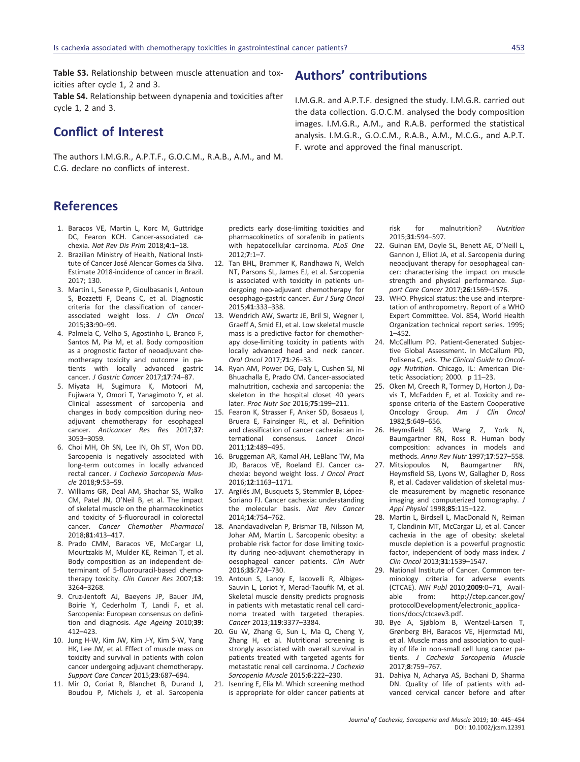**Table S3.** Relationship between muscle attenuation and toxicities after cycle 1, 2 and 3.

**Table S4.** Relationship between dynapenia and toxicities after cycle 1, 2 and 3.

## Conflict of Interest

The authors I.M.G.R., A.P.T.F., G.O.C.M., R.A.B., A.M., and M. C.G. declare no conflicts of interest.

## Authors' contributions

I.M.G.R. and A.P.T.F. designed the study. I.M.G.R. carried out the data collection. G.O.C.M. analysed the body composition images. I.M.G.R., A.M., and R.A.B. performed the statistical analysis. I.M.G.R., G.O.C.M., R.A.B., A.M., M.C.G., and A.P.T. F. wrote and approved the final manuscript.

## References

1. Baracos VE, Martin L, Korc M, Guttridge DC, Fearon KCH. Cancer-associated cachexia. *Nat Rev Dis Prim* 2018;**4**:1–18.
2. Brazilian Ministry of Health, National Institute of Cancer José Alencar Gomes da Silva. Estimate 2018-incidence of cancer in Brazil. 2017; 130.
3. Martin L, Senesse P, Gioulbasanis I, Antoun S, Bozzetti F, Deans C, et al. Diagnostic criteria for the classification of cancer-associated weight loss. *J Clin Oncol* 2015;**33**:90–99.
4. Palmela C, Velho S, Agostinho L, Branco F, Santos M, Pia M, et al. Body composition as a prognostic factor of neoadjuvant chemotherapy toxicity and outcome in patients with locally advanced gastric cancer. *J Gastric Cancer* 2017;**17**:74–87.
5. Miyata H, Sugimura K, Motoori M, Fujiwara Y, Omori T, Yanagimoto Y, et al. Clinical assessment of sarcopenia and changes in body composition during neoadjuvant chemotherapy for esophageal cancer. *Anticancer Res Res* 2017;**37**: 3053–3059.
6. Choi MH, Oh SN, Lee IN, Oh ST, Won DD. Sarcopenia is negatively associated with long-term outcomes in locally advanced rectal cancer. *J Cachexia Sarcopenia Muscle* 2018;**9**:53–59.
7. Williams GR, Deal AM, Shachar SS, Walko CM, Patel JN, O'Neil B, et al. The impact of skeletal muscle on the pharmacokinetics and toxicity of 5-fluorouracil in colorectal cancer. *Cancer Chemother Pharmacol* 2018;**81**:413–417.
8. Prado CMM, Baracos VE, McCargar LJ, Mourtzakis M, Mulder KE, Reiman T, et al. Body composition as an independent determinant of 5-fluorouracil-based chemotherapy toxicity. *Clin Cancer Res* 2007;**13**: 3264–3268.
9. Cruz-Jentoft AJ, Baeyens JP, Bauer JM, Boirie Y, Cederholm T, Landi F, et al. Sarcopenia: European consensus on definition and diagnosis. *Age Ageing* 2010;**39**: 412–423.
10. Jung H-W, Kim JW, Kim J-Y, Kim S-W, Yang HK, Lee JW, et al. Effect of muscle mass on toxicity and survival in patients with colon cancer undergoing adjuvant chemotherapy. *Support Care Cancer* 2015;**23**:687–694.
11. Mir O, Coriat R, Blanchet B, Durand J, Boudou P, Michels J, et al. Sarcopenia predicts early dose-limiting toxicities and pharmacokinetics of sorafenib in patients with hepatocellular carcinoma. *PLoS One* 2012;**7**:1–7.
12. Tan BHL, Brammer K, Randhawa N, Welch NT, Parsons SL, James EJ, et al. Sarcopenia is associated with toxicity in patients undergoing neo-adjuvant chemotherapy for oesophago-gastric cancer. *Eur J Surg Oncol* 2015;**41**:333–338.
13. Wendrich AW, Swartz JE, Bril SI, Wegner I, Graeff A, Smid EJ, et al. Low skeletal muscle mass is a predictive factor for chemotherapy dose-limiting toxicity in patients with locally advanced head and neck cancer. *Oral Oncol* 2017;**71**:26–33.
14. Ryan AM, Power DG, Daly L, Cushen SJ, Ní Bhuachalla E, Prado CM. Cancer-associated malnutrition, cachexia and sarcopenia: the skeleton in the hospital closet 40 years later. *Proc Nutr Soc* 2016;**75**:199–211.
15. Fearon K, Strasser F, Anker SD, Bosaeus I, Bruera E, Fainsinger RL, et al. Definition and classification of cancer cachexia: an international consensus. *Lancet Oncol* 2011;**12**:489–495.
16. Bruggeman AR, Kamal AH, LeBlanc TW, Ma JD, Baracos VE, Roeland EJ. Cancer cachexia: beyond weight loss. *J Oncol Pract* 2016;**12**:1163–1171.
17. Argilés JM, Busquets S, Stemmler B, López-Soriano FJ. Cancer cachexia: understanding the molecular basis. *Nat Rev Cancer* 2014;**14**:754–762.
18. Anandavadivelan P, Brismar TB, Nilsson M, Johar AM, Martin L. Sarcopenic obesity: a probable risk factor for dose limiting toxicity during neo-adjuvant chemotherapy in oesophageal cancer patients. *Clin Nutr* 2016;**35**:724–730.
19. Antoun S, Lanoy E, Iacovelli R, Albiges-Sauvin L, Loriot Y, Merad-Taoufik M, et al. Skeletal muscle density predicts prognosis in patients with metastatic renal cell carcinoma treated with targeted therapies. *Cancer* 2013;**119**:3377–3384.
20. Gu W, Zhang G, Sun L, Ma Q, Cheng Y, Zhang H, et al. Nutritional screening is strongly associated with overall survival in patients treated with targeted agents for metastatic renal cell carcinoma. *J Cachexia Sarcopenia Muscle* 2015;**6**:222–230.
21. Isenring E, Elia M. Which screening method is appropriate for older cancer patients at risk for malnutrition? *Nutrition* 2015;**31**:594–597.
22. Guinan EM, Doyle SL, Benett AE, O'Neill L, Gannon J, Elliot JA, et al. Sarcopenia during neoadjuvant therapy for oesophageal cancer: characterising the impact on muscle strength and physical performance. *Support Care Cancer* 2017;**26**:1569–1576.
23. WHO. Physical status: the use and interpretation of anthropometry. Report of a WHO Expert Committee. Vol. 854, World Health Organization technical report series. 1995; 1–452.
24. McCalllum PD. Patient-Generated Subjective Global Assessment. In McCallum PD, Polisena C, eds. *The Clinical Guide to Oncology Nutrition*. Chicago, IL: American Dietetic Association; 2000. p 11–23.
25. Oken M, Creech R, Tormey D, Horton J, Davis T, McFadden E, et al. Toxicity and response criteria of the Eastern Cooperative Oncology Group. *Am J Clin Oncol* 1982;**5**:649–656.
26. Heymsfield SB, Wang Z, York N, Baumgartner RN, Ross R. Human body composition: advances in models and methods. *Annu Rev Nutr* 1997;**17**:527–558.
27. Mitsiopoulos N, Baumgartner RN, Heymsfield SB, Lyons W, Gallagher D, Ross R, et al. Cadaver validation of skeletal muscle measurement by magnetic resonance imaging and computerized tomography. *J Appl Physiol* 1998;**85**:115–122.
28. Martin L, Birdsell L, MacDonald N, Reiman T, Clandinin MT, McCargar LJ, et al. Cancer cachexia in the age of obesity: skeletal muscle depletion is a powerful prognostic factor, independent of body mass index. *J Clin Oncol* 2013;**31**:1539–1547.
29. National Institute of Cancer. Common terminology criteria for adverse events (CTCAE). *NIH Publ* 2010;**2009**:0–71, Available from: http://ctep.cancer.gov/protocolDevelopment/electronic_applications/docs/ctcaev3.pdf.
30. Bye A, Sjøblom B, Wentzel-Larsen T, Grønberg BH, Baracos VE, Hjermstad MJ, et al. Muscle mass and association to quality of life in non-small cell lung cancer patients. *J Cachexia Sarcopenia Muscle* 2017;**8**:759–767.
31. Dahiya N, Acharya AS, Bachani D, Sharma DN. Quality of life of patients with advanced cervical cancer before and after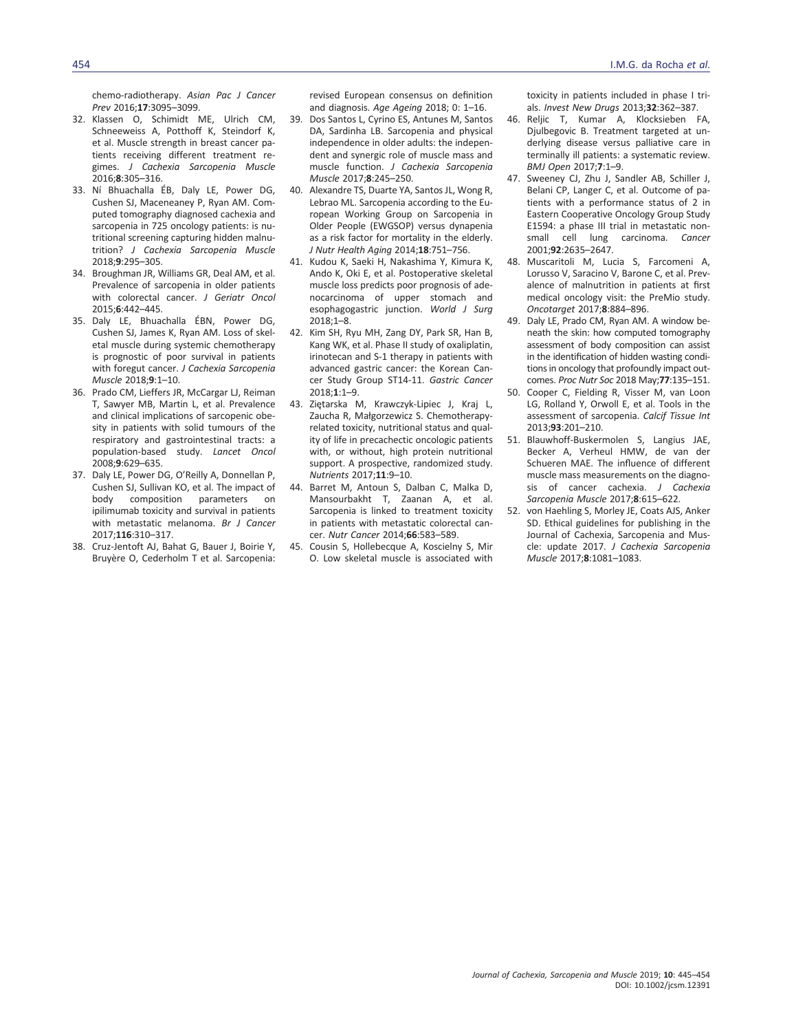chemo-radiotherapy. *Asian Pac J Cancer Prev* 2016;**17**:3095–3099.

32. Klassen O, Schimidt ME, Ulrich CM, Schneeweiss A, Potthoff K, Steindorf K, et al. Muscle strength in breast cancer patients receiving different treatment regimes. *J Cachexia Sarcopenia Muscle* 2016;**8**:305–316.
33. Ní Bhuachalla ÉB, Daly LE, Power DG, Cushen SJ, Maceneaney P, Ryan AM. Computed tomography diagnosed cachexia and sarcopenia in 725 oncology patients: is nutritional screening capturing hidden malnutrition? *J Cachexia Sarcopenia Muscle* 2018;**9**:295–305.
34. Broughman JR, Williams GR, Deal AM, et al. Prevalence of sarcopenia in older patients with colorectal cancer. *J Geriatr Oncol* 2015;**6**:442–445.
35. Daly LE, Bhuachalla ÉBN, Power DG, Cushen SJ, James K, Ryan AM. Loss of skeletal muscle during systemic chemotherapy is prognostic of poor survival in patients with foregut cancer. *J Cachexia Sarcopenia Muscle* 2018;**9**:1–10.
36. Prado CM, Lieffers JR, McCargar LJ, Reiman T, Sawyer MB, Martin L, et al. Prevalence and clinical implications of sarcopenic obesity in patients with solid tumours of the respiratory and gastrointestinal tracts: a population-based study. *Lancet Oncol* 2008;**9**:629–635.
37. Daly LE, Power DG, O'Reilly A, Donnellan P, Cushen SJ, Sullivan KO, et al. The impact of body composition parameters on ipilimumab toxicity and survival in patients with metastatic melanoma. *Br J Cancer* 2017;**116**:310–317.
38. Cruz-Jentoft AJ, Bahat G, Bauer J, Boirie Y, Bruyère O, Cederholm T et al. Sarcopenia: revised European consensus on definition and diagnosis. *Age Ageing* 2018; 0: 1–16.
39. Dos Santos L, Cyrino ES, Antunes M, Santos DA, Sardinha LB. Sarcopenia and physical independence in older adults: the independent and synergic role of muscle mass and muscle function. *J Cachexia Sarcopenia Muscle* 2017;**8**:245–250.
40. Alexandre TS, Duarte YA, Santos JL, Wong R, Lebrao ML. Sarcopenia according to the European Working Group on Sarcopenia in Older People (EWGSOP) versus dynapenia as a risk factor for mortality in the elderly. *J Nutr Health Aging* 2014;**18**:751–756.
41. Kudou K, Saeki H, Nakashima Y, Kimura K, Ando K, Oki E, et al. Postoperative skeletal muscle loss predicts poor prognosis of adenocarcinoma of upper stomach and esophagogastric junction. *World J Surg* 2018;1–8.
42. Kim SH, Ryu MH, Zang DY, Park SR, Han B, Kang WK, et al. Phase II study of oxaliplatin, irinotecan and S-1 therapy in patients with advanced gastric cancer: the Korean Cancer Study Group ST14-11. *Gastric Cancer* 2018;**1**:1–9.
43. Ziętarska M, Krawczyk-Lipiec J, Kraj L, Zaucha R, Małgorzewicz S. Chemotherapy-related toxicity, nutritional status and quality of life in precachectic oncologic patients with, or without, high protein nutritional support. A prospective, randomized study. *Nutrients* 2017;**11**:9–10.
44. Barret M, Antoun S, Dalban C, Malka D, Mansourbakht T, Zaanan A, et al. Sarcopenia is linked to treatment toxicity in patients with metastatic colorectal cancer. *Nutr Cancer* 2014;**66**:583–589.
45. Cousin S, Hollebecque A, Koscielny S, Mir O. Low skeletal muscle is associated with toxicity in patients included in phase I trials. *Invest New Drugs* 2013;**32**:362–387.
46. Reljic T, Kumar A, Klocksieben FA, Djulbegovic B. Treatment targeted at underlying disease versus palliative care in terminally ill patients: a systematic review. *BMJ Open* 2017;**7**:1–9.
47. Sweeney CJ, Zhu J, Sandler AB, Schiller J, Belani CP, Langer C, et al. Outcome of patients with a performance status of 2 in Eastern Cooperative Oncology Group Study E1594: a phase III trial in metastatic non-small cell lung carcinoma. *Cancer* 2001;**92**:2635–2647.
48. Muscaritoli M, Lucia S, Farcomeni A, Lorusso V, Saracino V, Barone C, et al. Prevalence of malnutrition in patients at first medical oncology visit: the PreMio study. *Oncotarget* 2017;**8**:884–896.
49. Daly LE, Prado CM, Ryan AM. A window beneath the skin: how computed tomography assessment of body composition can assist in the identification of hidden wasting conditions in oncology that profoundly impact outcomes. *Proc Nutr Soc* 2018 May;**77**:135–151.
50. Cooper C, Fielding R, Visser M, van Loon LG, Rolland Y, Orwoll E, et al. Tools in the assessment of sarcopenia. *Calcif Tissue Int* 2013;**93**:201–210.
51. Blauwhoff-Buskermolen S, Langius JAE, Becker A, Verheul HMW, de van der Schueren MAE. The influence of different muscle mass measurements on the diagnosis of cancer cachexia. *J Cachexia Sarcopenia Muscle* 2017;**8**:615–622.
52. von Haehling S, Morley JE, Coats AJS, Anker SD. Ethical guidelines for publishing in the Journal of Cachexia, Sarcopenia and Muscle: update 2017. *J Cachexia Sarcopenia Muscle* 2017;**8**:1081–1083.